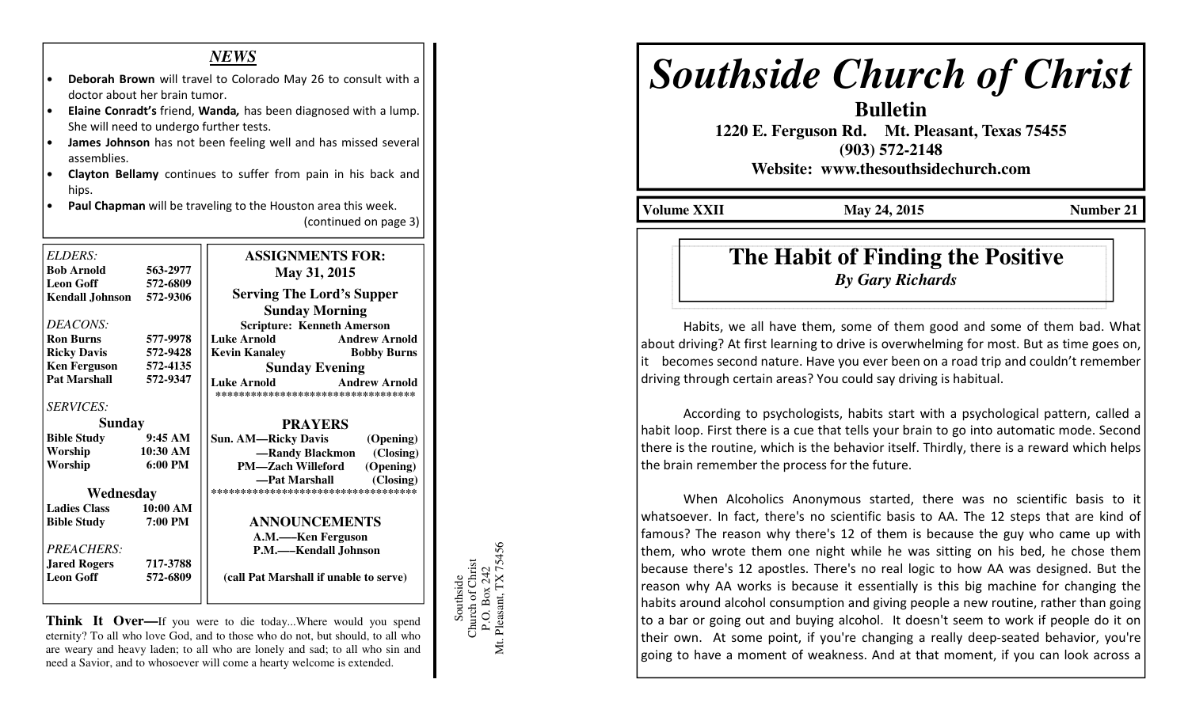## *NEWS*

- **Deborah Brown** will travel to Colorado May 26 to consult with a doctor about her brain tumor.
- **Elaine Conradt's** friend, ***Wanda,*** has been diagnosed with a lump. She will need to undergo further tests.
- **James Johnson** has not been feeling well and has missed several assemblies.
- **Clayton Bellamy** continues to suffer from pain in his back and hips.
- **Paul Chapman** will be traveling to the Houston area this week.

(continued on page 3)

*ELDERS:*

| | |
|---|---|
| **Bob Arnold** | **563-2977** |
| **Leon Goff** | **572-6809** |
| **Kendall Johnson** | **572-9306** |

*DEACONS:*

| | |
|---|---|
| **Ron Burns** | **577-9978** |
| **Ricky Davis** | **572-9428** |
| **Ken Ferguson** | **572-4135** |
| **Pat Marshall** | **572-9347** |

*SERVICES:*

**Sunday**

| | |
|---|---|
| **Bible Study** | **9:45 AM** |
| **Worship** | **10:30 AM** |
| **Worship** | **6:00 PM** |

**Wednesday**

| | |
|---|---|
| **Ladies Class** | **10:00 AM** |
| **Bible Study** | **7:00 PM** |

*PREACHERS:*

| | |
|---|---|
| **Jared Rogers** | **717-3788** |
| **Leon Goff** | **572-6809** |

**ASSIGNMENTS FOR:**
**May 31, 2015**

**Serving The Lord's Supper**

**Sunday Morning**

**Scripture: Kenneth Amerson**

**Luke Arnold** — **Andrew Arnold**
**Kevin Kanaley** — **Bobby Burns**

**Sunday Evening**

**Luke Arnold** — **Andrew Arnold**

**PRAYERS**

**Sun. AM—Ricky Davis (Opening)**
**—Randy Blackmon (Closing)**
**PM—Zach Willeford (Opening)**
**—Pat Marshall (Closing)**

**ANNOUNCEMENTS**

**A.M.—–Ken Ferguson**
**P.M.—–Kendall Johnson**

**(call Pat Marshall if unable to serve)**

**Think It Over—**If you were to die today...Where would you spend eternity? To all who love God, and to those who do not, but should, to all who are weary and heavy laden; to all who are lonely and sad; to all who sin and need a Savior, and to whosoever will come a hearty welcome is extended.

Southside
Church of Christ
P.O. Box 242
Mt. Pleasant, TX 75456

# *Southside Church of Christ*

**Bulletin**

**1220 E. Ferguson Rd. Mt. Pleasant, Texas 75455**
**(903) 572-2148**
**Website: www.thesouthsidechurch.com**

**Volume XXII** — **May 24, 2015** — **Number 21**

## The Habit of Finding the Positive

***By Gary Richards***

Habits, we all have them, some of them good and some of them bad. What about driving? At first learning to drive is overwhelming for most. But as time goes on, it becomes second nature. Have you ever been on a road trip and couldn't remember driving through certain areas? You could say driving is habitual.

According to psychologists, habits start with a psychological pattern, called a habit loop. First there is a cue that tells your brain to go into automatic mode. Second there is the routine, which is the behavior itself. Thirdly, there is a reward which helps the brain remember the process for the future.

When Alcoholics Anonymous started, there was no scientific basis to it whatsoever. In fact, there's no scientific basis to AA. The 12 steps that are kind of famous? The reason why there's 12 of them is because the guy who came up with them, who wrote them one night while he was sitting on his bed, he chose them because there's 12 apostles. There's no real logic to how AA was designed. But the reason why AA works is because it essentially is this big machine for changing the habits around alcohol consumption and giving people a new routine, rather than going to a bar or going out and buying alcohol. It doesn't seem to work if people do it on their own. At some point, if you're changing a really deep-seated behavior, you're going to have a moment of weakness. And at that moment, if you can look across a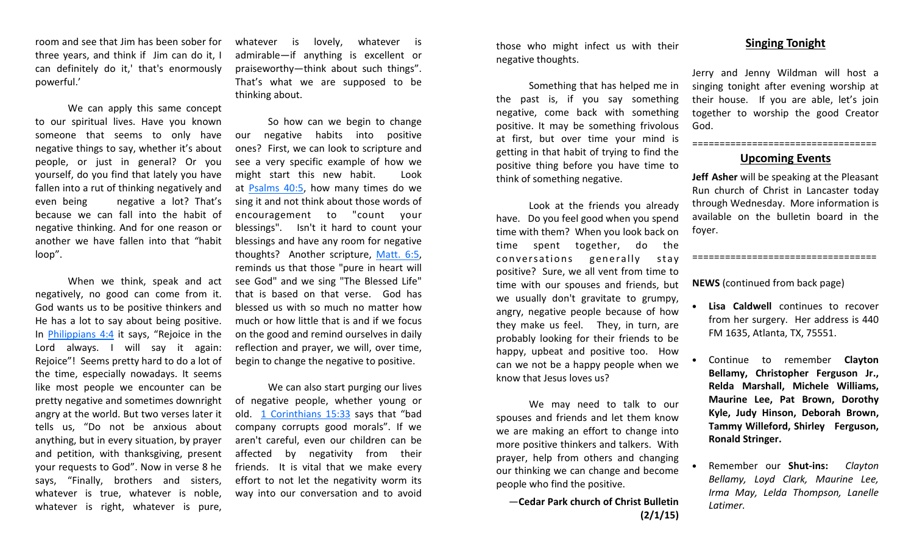room and see that Jim has been sober for three years, and think if Jim can do it, I can definitely do it,' that's enormously powerful.'

We can apply this same concept to our spiritual lives. Have you known someone that seems to only have negative things to say, whether it's about people, or just in general? Or you yourself, do you find that lately you have fallen into a rut of thinking negatively and even being negative a lot? That's because we can fall into the habit of negative thinking. And for one reason or another we have fallen into that "habit loop".

When we think, speak and act negatively, no good can come from it. God wants us to be positive thinkers and He has a lot to say about being positive. In Philippians 4:4 it says, "Rejoice in the Lord always. I will say it again: Rejoice"! Seems pretty hard to do a lot of the time, especially nowadays. It seems like most people we encounter can be pretty negative and sometimes downright angry at the world. But two verses later it tells us, "Do not be anxious about anything, but in every situation, by prayer and petition, with thanksgiving, present your requests to God". Now in verse 8 he says, "Finally, brothers and sisters, whatever is true, whatever is noble, whatever is right, whatever is pure, whatever is lovely, whatever is admirable—if anything is excellent or praiseworthy—think about such things". That's what we are supposed to be thinking about.

So how can we begin to change our negative habits into positive ones? First, we can look to scripture and see a very specific example of how we might start this new habit. Look at Psalms 40:5, how many times do we sing it and not think about those words of encouragement to "count your blessings". Isn't it hard to count your blessings and have any room for negative thoughts? Another scripture, Matt. 6:5, reminds us that those "pure in heart will see God" and we sing "The Blessed Life" that is based on that verse. God has blessed us with so much no matter how much or how little that is and if we focus on the good and remind ourselves in daily reflection and prayer, we will, over time, begin to change the negative to positive.

We can also start purging our lives of negative people, whether young or old. 1 Corinthians 15:33 says that "bad company corrupts good morals". If we aren't careful, even our children can be affected by negativity from their friends. It is vital that we make every effort to not let the negativity worm its way into our conversation and to avoid those who might infect us with their negative thoughts.

Something that has helped me in the past is, if you say something negative, come back with something positive. It may be something frivolous at first, but over time your mind is getting in that habit of trying to find the positive thing before you have time to think of something negative.

Look at the friends you already have. Do you feel good when you spend time with them? When you look back on time spent together, do the conversations generally stay positive? Sure, we all vent from time to time with our spouses and friends, but we usually don't gravitate to grumpy, angry, negative people because of how they make us feel. They, in turn, are probably looking for their friends to be happy, upbeat and positive too. How can we not be a happy people when we know that Jesus loves us?

We may need to talk to our spouses and friends and let them know we are making an effort to change into more positive thinkers and talkers. With prayer, help from others and changing our thinking we can change and become people who find the positive.

—**Cedar Park church of Christ Bulletin (2/1/15)**

## Singing Tonight

Jerry and Jenny Wildman will host a singing tonight after evening worship at their house. If you are able, let's join together to worship the good Creator God.

==================================

## Upcoming Events

**Jeff Asher** will be speaking at the Pleasant Run church of Christ in Lancaster today through Wednesday. More information is available on the bulletin board in the foyer.

==================================

**NEWS** (continued from back page)

- **Lisa Caldwell** continues to recover from her surgery. Her address is 440 FM 1635, Atlanta, TX, 75551.
- Continue to remember **Clayton Bellamy, Christopher Ferguson Jr., Relda Marshall, Michele Williams, Maurine Lee, Pat Brown, Dorothy Kyle, Judy Hinson, Deborah Brown, Tammy Willeford, Shirley Ferguson, Ronald Stringer.**
- Remember our **Shut-ins:** *Clayton Bellamy, Loyd Clark, Maurine Lee, Irma May, Lelda Thompson, Lanelle Latimer.*